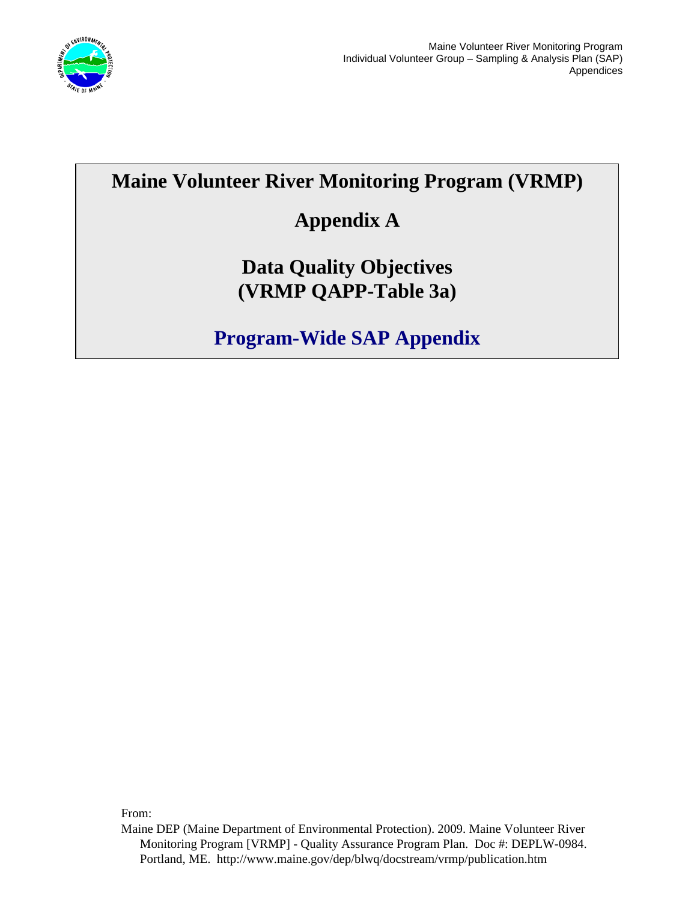# Maine Volunteer River Monitoring Program (VRMP)

## Appendix A

## Data Quality Objectives
## (VRMP QAPP-Table 3a)

## Program-Wide SAP Appendix

From:

Maine DEP (Maine Department of Environmental Protection). 2009. Maine Volunteer River Monitoring Program [VRMP] - Quality Assurance Program Plan. Doc #: DEPLW-0984. Portland, ME. http://www.maine.gov/dep/blwq/docstream/vrmp/publication.htm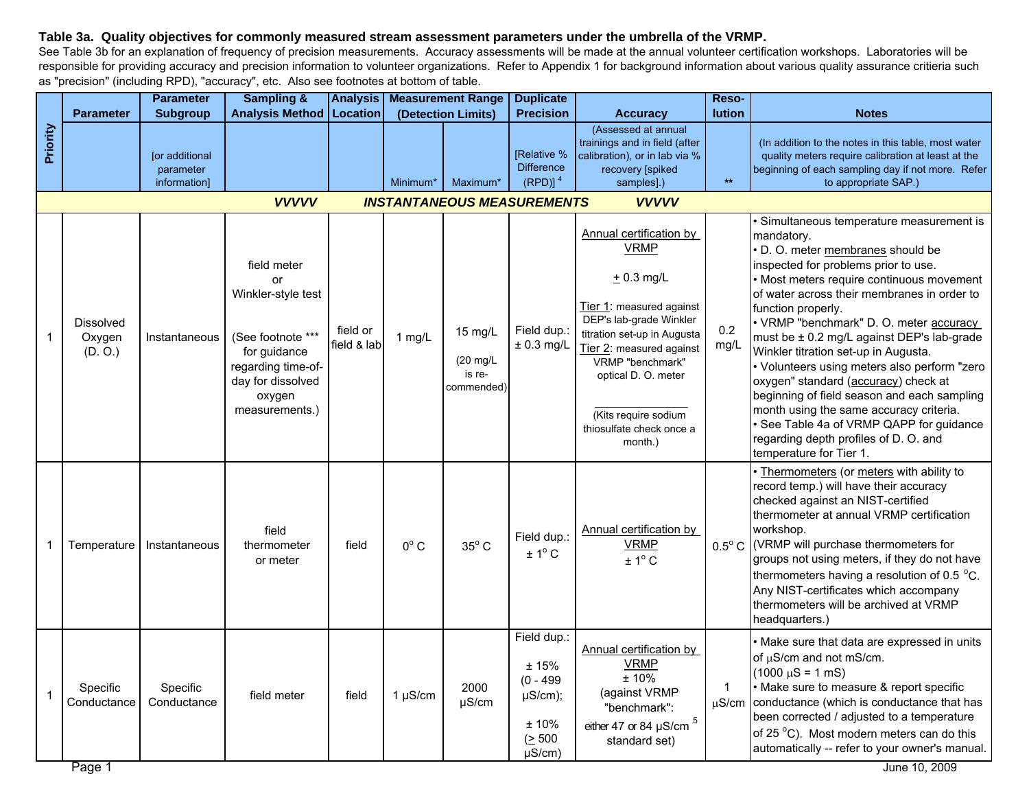**Table 3a. Quality objectives for commonly measured stream assessment parameters under the umbrella of the VRMP.**

See Table 3b for an explanation of frequency of precision measurements. Accuracy assessments will be made at the annual volunteer certification workshops. Laboratories will be responsible for providing accuracy and precision information to volunteer organizations. Refer to Appendix 1 for background information about various quality assurance critieria such as "precision" (including RPD), "accuracy", etc. Also see footnotes at bottom of table.

| Priority | Parameter | Parameter Subgroup | Sampling & Analysis Method | Analysis Location | Measurement Range (Detection Limits) | | Duplicate Precision | Accuracy | Reso-lution | Notes |
|---|---|---|---|---|---|---|---|---|---|---|
| | | [or additional parameter information] | | | Minimum* | Maximum* | [Relative % Difference (RPD)] [4] | (Assessed at annual trainings and in field (after calibration), or in lab via % recovery [spiked samples].) | ** | (In addition to the notes in this table, most water quality meters require calibration at least at the beginning of each sampling day if not more. Refer to appropriate SAP.) |
| | | | VVVVV | | *INSTANTANEOUS MEASUREMENTS* | | | VVVVV | | |
| 1 | Dissolved Oxygen (D. O.) | Instantaneous | field meter or Winkler-style test (See footnote *** for guidance regarding time-of-day for dissolved oxygen measurements.) | field or field & lab | 1 mg/L | 15 mg/L (20 mg/L is re-commended) | Field dup.: ± 0.3 mg/L | Annual certification by VRMP<br>± 0.3 mg/L<br>Tier 1: measured against DEP's lab-grade Winkler titration set-up in Augusta<br>Tier 2: measured against VRMP "benchmark" optical D. O. meter<br>(Kits require sodium thiosulfate check once a month.) | 0.2 mg/L | • Simultaneous temperature measurement is mandatory.<br>• D. O. meter membranes should be inspected for problems prior to use.<br>• Most meters require continuous movement of water across their membranes in order to function properly.<br>• VRMP "benchmark" D. O. meter accuracy must be ± 0.2 mg/L against DEP's lab-grade Winkler titration set-up in Augusta.<br>• Volunteers using meters also perform "zero oxygen" standard (accuracy) check at beginning of field season and each sampling month using the same accuracy criteria.<br>• See Table 4a of VRMP QAPP for guidance regarding depth profiles of D. O. and temperature for Tier 1. |
| 1 | Temperature | Instantaneous | field thermometer or meter | field | $0^{o}$ C | $35^{o}$ C | Field dup.: ± $1^{o}$ C | Annual certification by VRMP<br>± $1^{o}$ C | $0.5^{o}$ C | • Thermometers (or meters with ability to record temp.) will have their accuracy checked against an NIST-certified thermometer at annual VRMP certification workshop.<br>(VRMP will purchase thermometers for groups not using meters, if they do not have thermometers having a resolution of 0.5 $^{o}$C. Any NIST-certificates which accompany thermometers will be archived at VRMP headquarters.) |
| 1 | Specific Conductance | Specific Conductance | field meter | field | 1 μS/cm | 2000 μS/cm | Field dup.:<br>± 15% (0 - 499 μS/cm);<br>± 10% (≥ 500 μS/cm) | Annual certification by VRMP<br>± 10%<br>(against VRMP "benchmark":<br>either 47 or 84 μS/cm [5] standard set) | 1 μS/cm | • Make sure that data are expressed in units of μS/cm and not mS/cm.<br>(1000 μS = 1 mS)<br>• Make sure to measure & report specific conductance (which is conductance that has been corrected / adjusted to a temperature of 25 $^{o}$C). Most modern meters can do this automatically -- refer to your owner's manual. |

June 10, 2009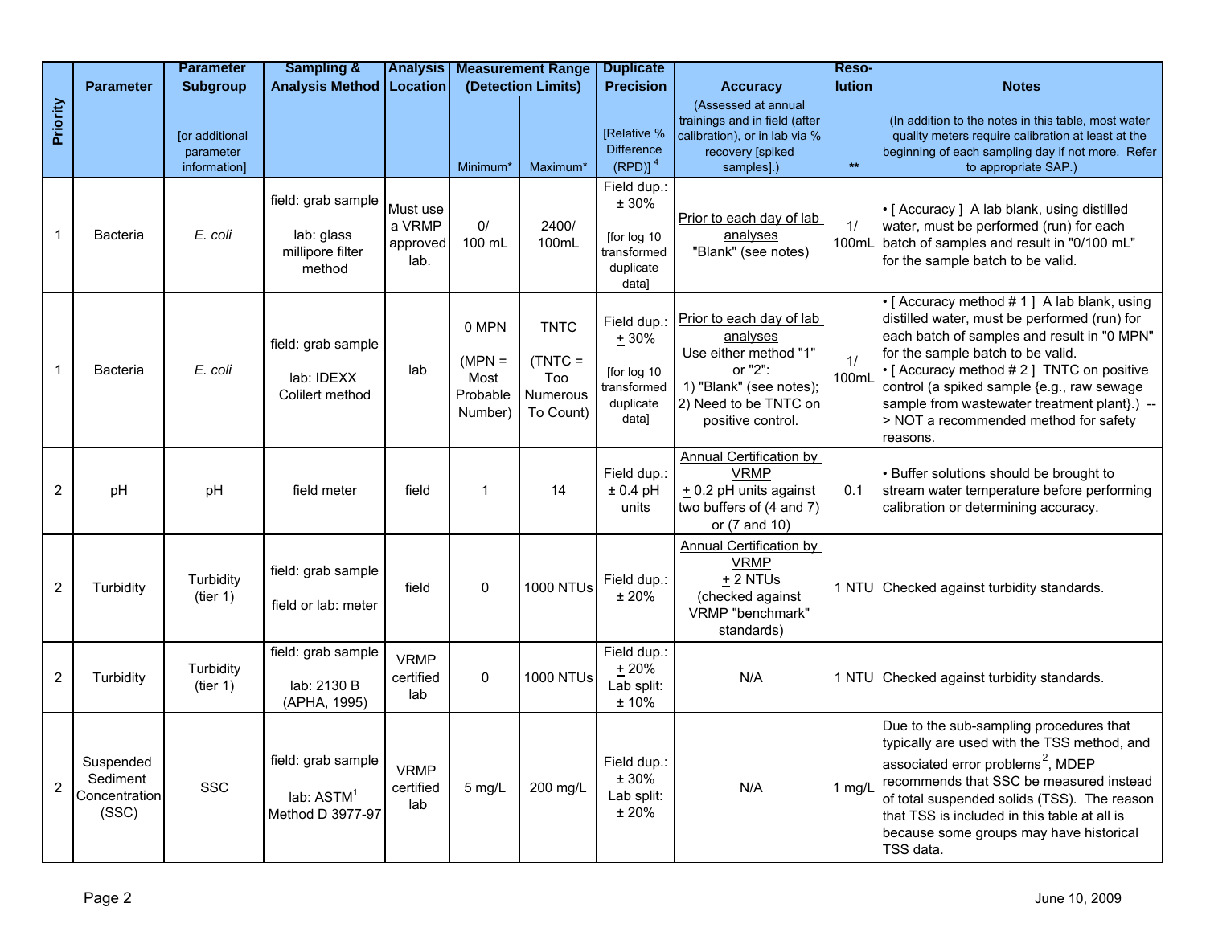| Priority | Parameter | Parameter Subgroup | Sampling & Analysis Method | Analysis Location | Measurement Range (Detection Limits) | | Duplicate Precision | Accuracy | Reso-lution | Notes |
|---|---|---|---|---|---|---|---|---|---|---|
| | | [or additional parameter information] | | | Minimum* | Maximum* | [Relative % Difference (RPD)] [4] | (Assessed at annual trainings and in field (after calibration), or in lab via % recovery [spiked samples].) | ** | (In addition to the notes in this table, most water quality meters require calibration at least at the beginning of each sampling day if not more. Refer to appropriate SAP.) |
| 1 | Bacteria | *E. coli* | field: grab sample<br><br>lab: glass millipore filter method | Must use a VRMP approved lab. | 0/ 100 mL | 2400/ 100mL | Field dup.: ± 30%<br><br>[for log 10 transformed duplicate data] | Prior to each day of lab analyses<br>"Blank" (see notes) | 1/ 100mL | • [ Accuracy ] A lab blank, using distilled water, must be performed (run) for each batch of samples and result in "0/100 mL" for the sample batch to be valid. |
| 1 | Bacteria | *E. coli* | field: grab sample<br><br>lab: IDEXX Colilert method | lab | 0 MPN<br><br>(MPN = Most Probable Number) | TNTC<br><br>(TNTC = Too Numerous To Count) | Field dup.: ± 30%<br><br>[for log 10 transformed duplicate data] | Prior to each day of lab analyses<br>Use either method "1" or "2":<br>1) "Blank" (see notes);<br>2) Need to be TNTC on positive control. | 1/ 100mL | • [ Accuracy method # 1 ] A lab blank, using distilled water, must be performed (run) for each batch of samples and result in "0 MPN" for the sample batch to be valid.<br>• [ Accuracy method # 2 ] TNTC on positive control (a spiked sample {e.g., raw sewage sample from wastewater treatment plant}.) --> NOT a recommended method for safety reasons. |
| 2 | pH | pH | field meter | field | 1 | 14 | Field dup.: ± 0.4 pH units | Annual Certification by VRMP<br>± 0.2 pH units against two buffers of (4 and 7) or (7 and 10) | 0.1 | • Buffer solutions should be brought to stream water temperature before performing calibration or determining accuracy. |
| 2 | Turbidity | Turbidity (tier 1) | field: grab sample<br><br>field or lab: meter | field | 0 | 1000 NTUs | Field dup.: ± 20% | Annual Certification by VRMP<br>± 2 NTUs (checked against VRMP "benchmark" standards) | 1 NTU | Checked against turbidity standards. |
| 2 | Turbidity | Turbidity (tier 1) | field: grab sample<br><br>lab: 2130 B (APHA, 1995) | VRMP certified lab | 0 | 1000 NTUs | Field dup.: ± 20%<br>Lab split: ± 10% | N/A | 1 NTU | Checked against turbidity standards. |
| 2 | Suspended Sediment Concentration (SSC) | SSC | field: grab sample<br><br>lab: ASTM[1] Method D 3977-97 | VRMP certified lab | 5 mg/L | 200 mg/L | Field dup.: ± 30%<br>Lab split: ± 20% | N/A | 1 mg/L | Due to the sub-sampling procedures that typically are used with the TSS method, and associated error problems[2], MDEP recommends that SSC be measured instead of total suspended solids (TSS). The reason that TSS is included in this table at all is because some groups may have historical TSS data. |

June 10, 2009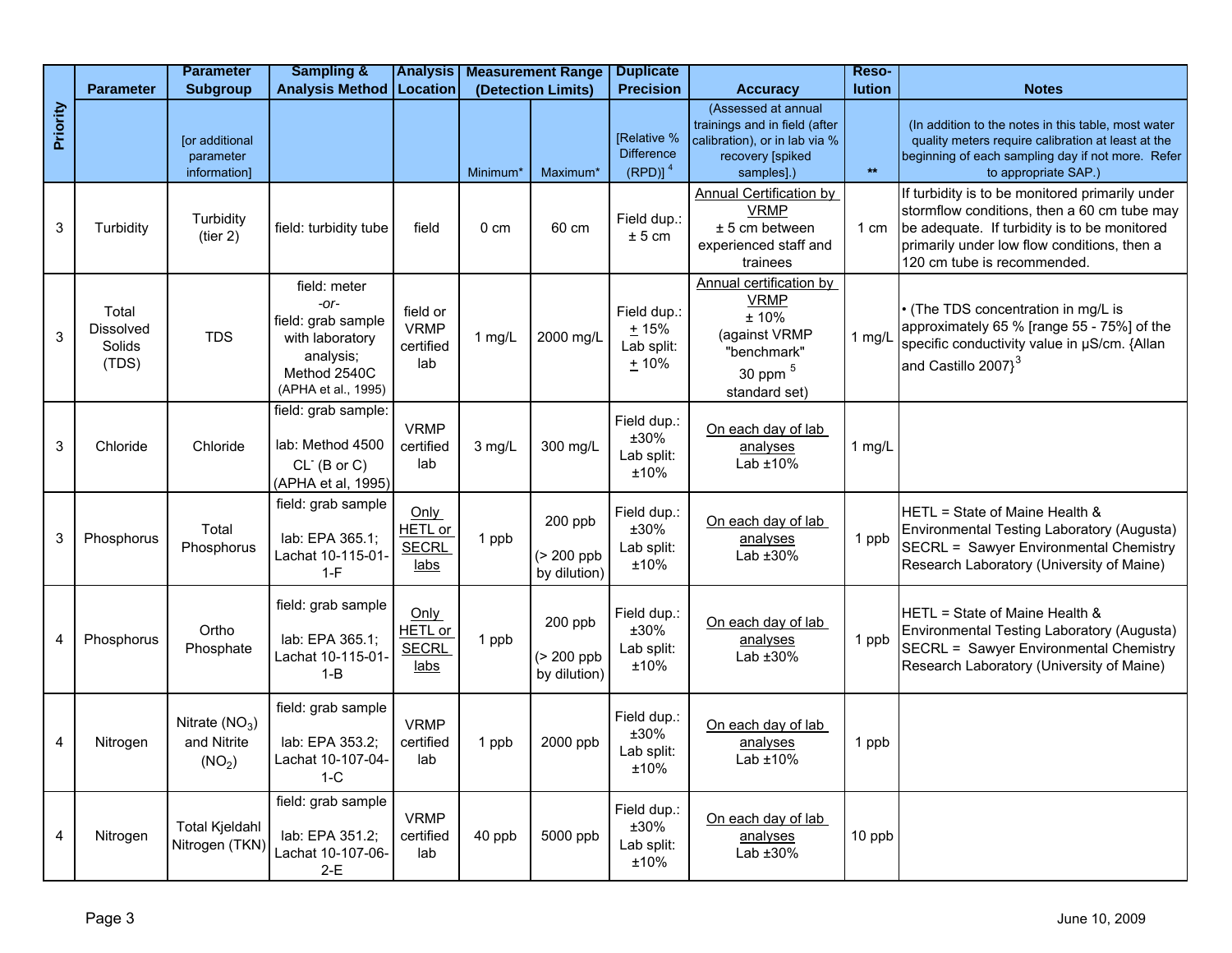| Priority | Parameter | Parameter Subgroup | Sampling & Analysis Method | Analysis Location | Measurement Range (Detection Limits) | | Duplicate Precision | Accuracy | Reso-lution | Notes |
|---|---|---|---|---|---|---|---|---|---|---|
| | | [or additional parameter information] | | | Minimum* | Maximum* | [Relative % Difference (RPD)] [4] | (Assessed at annual trainings and in field (after calibration), or in lab via % recovery [spiked samples].) | ** | (In addition to the notes in this table, most water quality meters require calibration at least at the beginning of each sampling day if not more. Refer to appropriate SAP.) |
| 3 | Turbidity | Turbidity (tier 2) | field: turbidity tube | field | 0 cm | 60 cm | Field dup.: ± 5 cm | Annual Certification by VRMP ± 5 cm between experienced staff and trainees | 1 cm | If turbidity is to be monitored primarily under stormflow conditions, then a 60 cm tube may be adequate. If turbidity is to be monitored primarily under low flow conditions, then a 120 cm tube is recommended. |
| 3 | Total Dissolved Solids (TDS) | TDS | field: meter *-or-* field: grab sample with laboratory analysis; Method 2540C (APHA et al., 1995) | field or VRMP certified lab | 1 mg/L | 2000 mg/L | Field dup.: ± 15% Lab split: ± 10% | Annual certification by VRMP ± 10% (against VRMP "benchmark" 30 ppm [5] standard set) | 1 mg/L | • (The TDS concentration in mg/L is approximately 65 % [range 55 - 75%] of the specific conductivity value in µS/cm. {Allan and Castillo 2007}[3] |
| 3 | Chloride | Chloride | field: grab sample: lab: Method 4500 $CL^-$ (B or C) (APHA et al, 1995) | VRMP certified lab | 3 mg/L | 300 mg/L | Field dup.: ±30% Lab split: ±10% | On each day of lab analyses Lab ±10% | 1 mg/L | |
| 3 | Phosphorus | Total Phosphorus | field: grab sample lab: EPA 365.1; Lachat 10-115-01-1-F | Only HETL or SECRL labs | 1 ppb | 200 ppb (> 200 ppb by dilution) | Field dup.: ±30% Lab split: ±10% | On each day of lab analyses Lab ±30% | 1 ppb | HETL = State of Maine Health & Environmental Testing Laboratory (Augusta) SECRL = Sawyer Environmental Chemistry Research Laboratory (University of Maine) |
| 4 | Phosphorus | Ortho Phosphate | field: grab sample lab: EPA 365.1; Lachat 10-115-01-1-B | Only HETL or SECRL labs | 1 ppb | 200 ppb (> 200 ppb by dilution) | Field dup.: ±30% Lab split: ±10% | On each day of lab analyses Lab ±30% | 1 ppb | HETL = State of Maine Health & Environmental Testing Laboratory (Augusta) SECRL = Sawyer Environmental Chemistry Research Laboratory (University of Maine) |
| 4 | Nitrogen | Nitrate ($NO_3$) and Nitrite ($NO_2$) | field: grab sample lab: EPA 353.2; Lachat 10-107-04-1-C | VRMP certified lab | 1 ppb | 2000 ppb | Field dup.: ±30% Lab split: ±10% | On each day of lab analyses Lab ±10% | 1 ppb | |
| 4 | Nitrogen | Total Kjeldahl Nitrogen (TKN) | field: grab sample lab: EPA 351.2; Lachat 10-107-06-2-E | VRMP certified lab | 40 ppb | 5000 ppb | Field dup.: ±30% Lab split: ±10% | On each day of lab analyses Lab ±30% | 10 ppb | |

June 10, 2009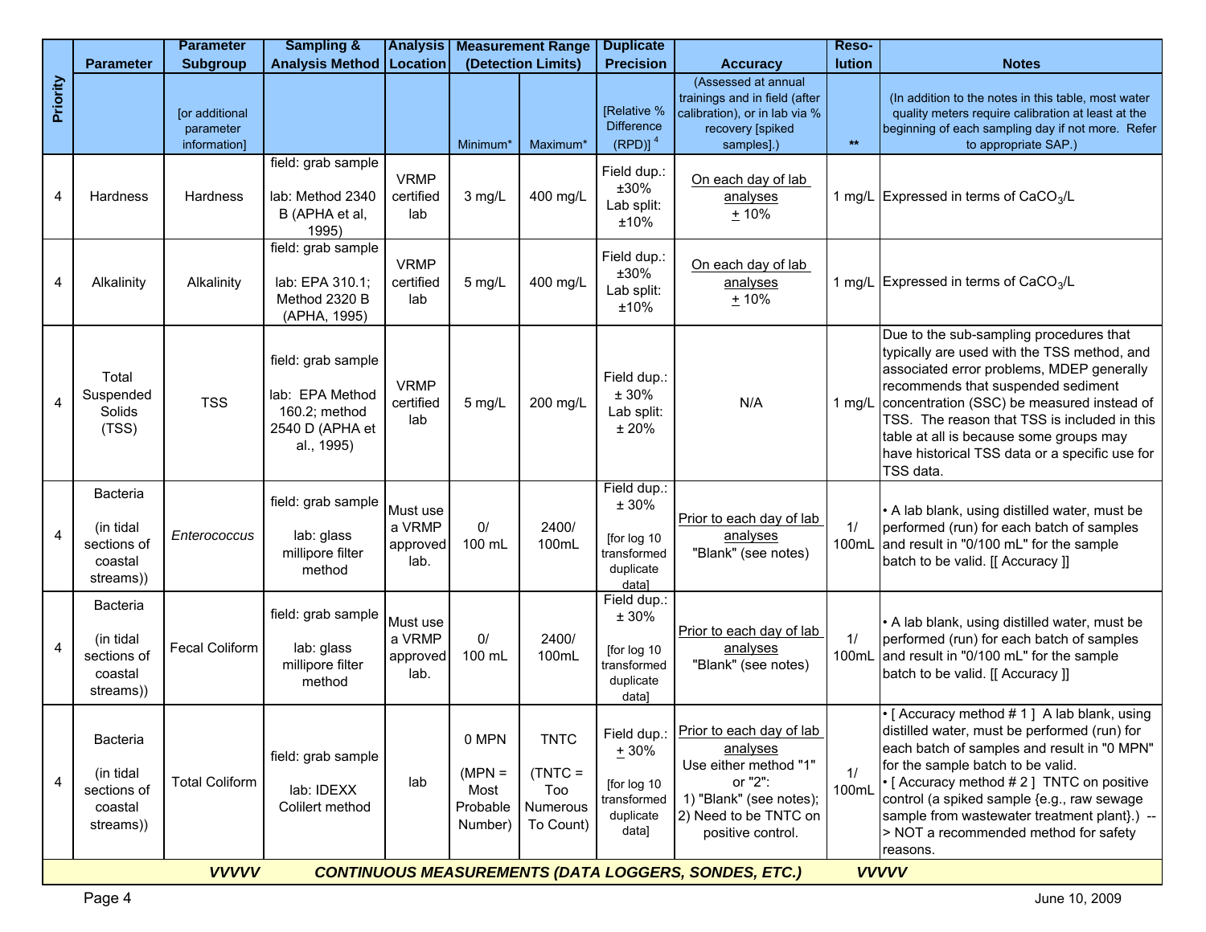| Priority | Parameter | Parameter Subgroup | Sampling & Analysis Method | Analysis Location | Measurement Range (Detection Limits) | | Duplicate Precision | Accuracy | Reso-lution | Notes |
|---|---|---|---|---|---|---|---|---|---|---|
| | | [or additional parameter information] | | | Minimum* | Maximum* | [Relative % Difference (RPD)] [4] | (Assessed at annual trainings and in field (after calibration), or in lab via % recovery [spiked samples].) | ** | (In addition to the notes in this table, most water quality meters require calibration at least at the beginning of each sampling day if not more. Refer to appropriate SAP.) |
| 4 | Hardness | Hardness | field: grab sample<br><br>lab: Method 2340 B (APHA et al, 1995) | VRMP certified lab | 3 mg/L | 400 mg/L | Field dup.: ±30%<br>Lab split: ±10% | On each day of lab analyses<br>± 10% | 1 mg/L | Expressed in terms of $CaCO_3$/L |
| 4 | Alkalinity | Alkalinity | field: grab sample<br><br>lab: EPA 310.1; Method 2320 B (APHA, 1995) | VRMP certified lab | 5 mg/L | 400 mg/L | Field dup.: ±30%<br>Lab split: ±10% | On each day of lab analyses<br>± 10% | 1 mg/L | Expressed in terms of $CaCO_3$/L |
| 4 | Total Suspended Solids (TSS) | TSS | field: grab sample<br><br>lab: EPA Method 160.2; method 2540 D (APHA et al., 1995) | VRMP certified lab | 5 mg/L | 200 mg/L | Field dup.: ± 30%<br>Lab split: ± 20% | N/A | 1 mg/L | Due to the sub-sampling procedures that typically are used with the TSS method, and associated error problems, MDEP generally recommends that suspended sediment concentration (SSC) be measured instead of TSS. The reason that TSS is included in this table at all is because some groups may have historical TSS data or a specific use for TSS data. |
| 4 | Bacteria<br><br>(in tidal sections of coastal streams)) | *Enterococcus* | field: grab sample<br><br>lab: glass millipore filter method | Must use a VRMP approved lab. | 0/ 100 mL | 2400/ 100mL | Field dup.: ± 30%<br><br>[for log 10 transformed duplicate data] | Prior to each day of lab analyses<br>"Blank" (see notes) | 1/ 100mL | • A lab blank, using distilled water, must be performed (run) for each batch of samples and result in "0/100 mL" for the sample batch to be valid. [[ Accuracy ]] |
| 4 | Bacteria<br><br>(in tidal sections of coastal streams)) | Fecal Coliform | field: grab sample<br><br>lab: glass millipore filter method | Must use a VRMP approved lab. | 0/ 100 mL | 2400/ 100mL | Field dup.: ± 30%<br><br>[for log 10 transformed duplicate data] | Prior to each day of lab analyses<br>"Blank" (see notes) | 1/ 100mL | • A lab blank, using distilled water, must be performed (run) for each batch of samples and result in "0/100 mL" for the sample batch to be valid. [[ Accuracy ]] |
| 4 | Bacteria<br><br>(in tidal sections of coastal streams)) | Total Coliform | field: grab sample<br><br>lab: IDEXX Colilert method | lab | 0 MPN<br><br>(MPN = Most Probable Number) | TNTC<br><br>(TNTC = Too Numerous To Count) | Field dup.: ± 30%<br><br>[for log 10 transformed duplicate data] | Prior to each day of lab analyses<br>Use either method "1" or "2":<br>1) "Blank" (see notes);<br>2) Need to be TNTC on positive control. | 1/ 100mL | • [ Accuracy method # 1 ] A lab blank, using distilled water, must be performed (run) for each batch of samples and result in "0 MPN" for the sample batch to be valid.<br>• [ Accuracy method # 2 ] TNTC on positive control (a spiked sample {e.g., raw sewage sample from wastewater treatment plant}.) --> NOT a recommended method for safety reasons. |
| | VVVVV | | CONTINUOUS MEASUREMENTS (DATA LOGGERS, SONDES, ETC.) | | | | | VVVVV | | |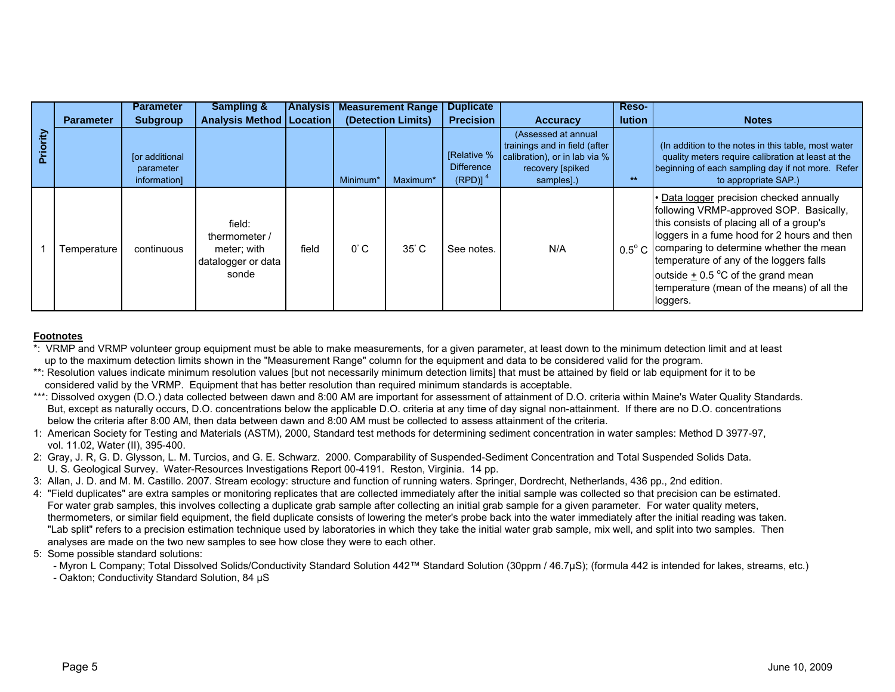| Priority | Parameter | Parameter Subgroup | Sampling & Analysis Method | Analysis Location | Measurement Range (Detection Limits) | | Duplicate Precision | Accuracy | Reso-lution | Notes |
|---|---|---|---|---|---|---|---|---|---|---|
| | | [or additional parameter information] | | | Minimum* | Maximum* | [Relative % Difference (RPD)] [4] | (Assessed at annual trainings and in field (after calibration), or in lab via % recovery [spiked samples].) | ** | (In addition to the notes in this table, most water quality meters require calibration at least at the beginning of each sampling day if not more. Refer to appropriate SAP.) |
| 1 | Temperature | continuous | field: thermometer / meter; with datalogger or data sonde | field | 0˚ C | 35˚ C | See notes. | N/A | 0.5° C | • Data logger precision checked annually following VRMP-approved SOP. Basically, this consists of placing all of a group's loggers in a fume hood for 2 hours and then comparing to determine whether the mean temperature of any of the loggers falls outside ± 0.5 °C of the grand mean temperature (mean of the means) of all the loggers. |

**Footnotes**

*: VRMP and VRMP volunteer group equipment must be able to make measurements, for a given parameter, at least down to the minimum detection limit and at least up to the maximum detection limits shown in the "Measurement Range" column for the equipment and data to be considered valid for the program.

**: Resolution values indicate minimum resolution values [but not necessarily minimum detection limits] that must be attained by field or lab equipment for it to be considered valid by the VRMP. Equipment that has better resolution than required minimum standards is acceptable.

***: Dissolved oxygen (D.O.) data collected between dawn and 8:00 AM are important for assessment of attainment of D.O. criteria within Maine's Water Quality Standards. But, except as naturally occurs, D.O. concentrations below the applicable D.O. criteria at any time of day signal non-attainment. If there are no D.O. concentrations below the criteria after 8:00 AM, then data between dawn and 8:00 AM must be collected to assess attainment of the criteria.

1: American Society for Testing and Materials (ASTM), 2000, Standard test methods for determining sediment concentration in water samples: Method D 3977-97, vol. 11.02, Water (II), 395-400.

2: Gray, J. R, G. D. Glysson, L. M. Turcios, and G. E. Schwarz. 2000. Comparability of Suspended-Sediment Concentration and Total Suspended Solids Data. U. S. Geological Survey. Water-Resources Investigations Report 00-4191. Reston, Virginia. 14 pp.

3: Allan, J. D. and M. M. Castillo. 2007. Stream ecology: structure and function of running waters. Springer, Dordrecht, Netherlands, 436 pp., 2nd edition.

4: "Field duplicates" are extra samples or monitoring replicates that are collected immediately after the initial sample was collected so that precision can be estimated. For water grab samples, this involves collecting a duplicate grab sample after collecting an initial grab sample for a given parameter. For water quality meters, thermometers, or similar field equipment, the field duplicate consists of lowering the meter's probe back into the water immediately after the initial reading was taken. "Lab split" refers to a precision estimation technique used by laboratories in which they take the initial water grab sample, mix well, and split into two samples. Then analyses are made on the two new samples to see how close they were to each other.

5: Some possible standard solutions:
- Myron L Company; Total Dissolved Solids/Conductivity Standard Solution 442™ Standard Solution (30ppm / 46.7µS); (formula 442 is intended for lakes, streams, etc.)
- Oakton; Conductivity Standard Solution, 84 µS